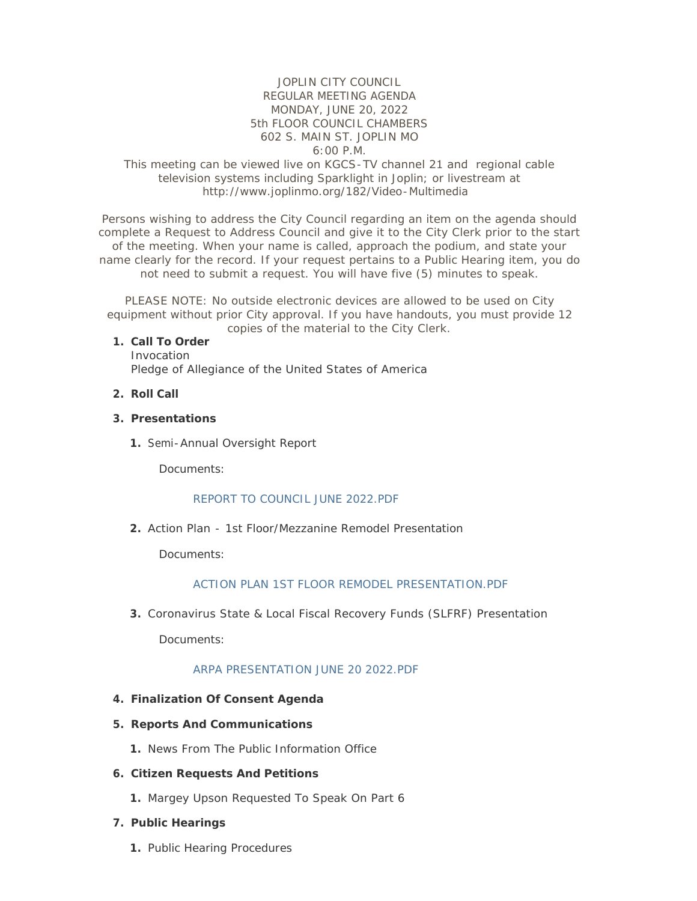# JOPLIN CITY COUNCIL
## REGULAR MEETING AGENDA

MONDAY, JUNE 20, 2022
5th FLOOR COUNCIL CHAMBERS
602 S. MAIN ST. JOPLIN MO
6:00 P.M.

This meeting can be viewed live on KGCS-TV channel 21 and regional cable television systems including Sparklight in Joplin; or livestream at http://www.joplinmo.org/182/Video-Multimedia

Persons wishing to address the City Council regarding an item on the agenda should complete a Request to Address Council and give it to the City Clerk prior to the start of the meeting. When your name is called, approach the podium, and state your name clearly for the record. If your request pertains to a Public Hearing item, you do not need to submit a request. You will have five (5) minutes to speak.

PLEASE NOTE: No outside electronic devices are allowed to be used on City equipment without prior City approval. If you have handouts, you must provide 12 copies of the material to the City Clerk.

1. **Call To Order**
   Invocation
   Pledge of Allegiance of the United States of America

2. **Roll Call**

3. **Presentations**

   1. Semi-Annual Oversight Report

      Documents:

      REPORT TO COUNCIL JUNE 2022.PDF

   2. Action Plan - 1st Floor/Mezzanine Remodel Presentation

      Documents:

      ACTION PLAN 1ST FLOOR REMODEL PRESENTATION.PDF

   3. Coronavirus State & Local Fiscal Recovery Funds (SLFRF) Presentation

      Documents:

      ARPA PRESENTATION JUNE 20 2022.PDF

4. **Finalization Of Consent Agenda**

5. **Reports And Communications**

   1. News From The Public Information Office

6. **Citizen Requests And Petitions**

   1. Margey Upson Requested To Speak On Part 6

7. **Public Hearings**

   1. Public Hearing Procedures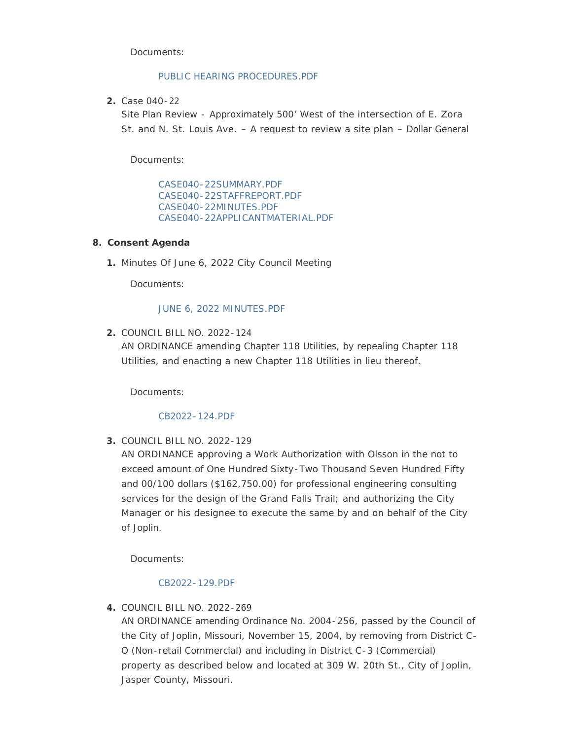Documents:

PUBLIC HEARING PROCEDURES.PDF

2. Case 040-22
   Site Plan Review - Approximately 500' West of the intersection of E. Zora St. and N. St. Louis Ave. – A request to review a site plan – Dollar General

   Documents:

   CASE040-22SUMMARY.PDF
   CASE040-22STAFFREPORT.PDF
   CASE040-22MINUTES.PDF
   CASE040-22APPLICANTMATERIAL.PDF

8. **Consent Agenda**

   1. Minutes Of June 6, 2022 City Council Meeting

      Documents:

      JUNE 6, 2022 MINUTES.PDF

   2. COUNCIL BILL NO. 2022-124
      AN ORDINANCE amending Chapter 118 Utilities, by repealing Chapter 118 Utilities, and enacting a new Chapter 118 Utilities in lieu thereof.

      Documents:

      CB2022-124.PDF

   3. COUNCIL BILL NO. 2022-129
      AN ORDINANCE approving a Work Authorization with Olsson in the not to exceed amount of One Hundred Sixty-Two Thousand Seven Hundred Fifty and 00/100 dollars ($162,750.00) for professional engineering consulting services for the design of the Grand Falls Trail; and authorizing the City Manager or his designee to execute the same by and on behalf of the City of Joplin.

      Documents:

      CB2022-129.PDF

   4. COUNCIL BILL NO. 2022-269
      AN ORDINANCE amending Ordinance No. 2004-256, passed by the Council of the City of Joplin, Missouri, November 15, 2004, by removing from District C-O (Non-retail Commercial) and including in District C-3 (Commercial) property as described below and located at 309 W. 20th St., City of Joplin, Jasper County, Missouri.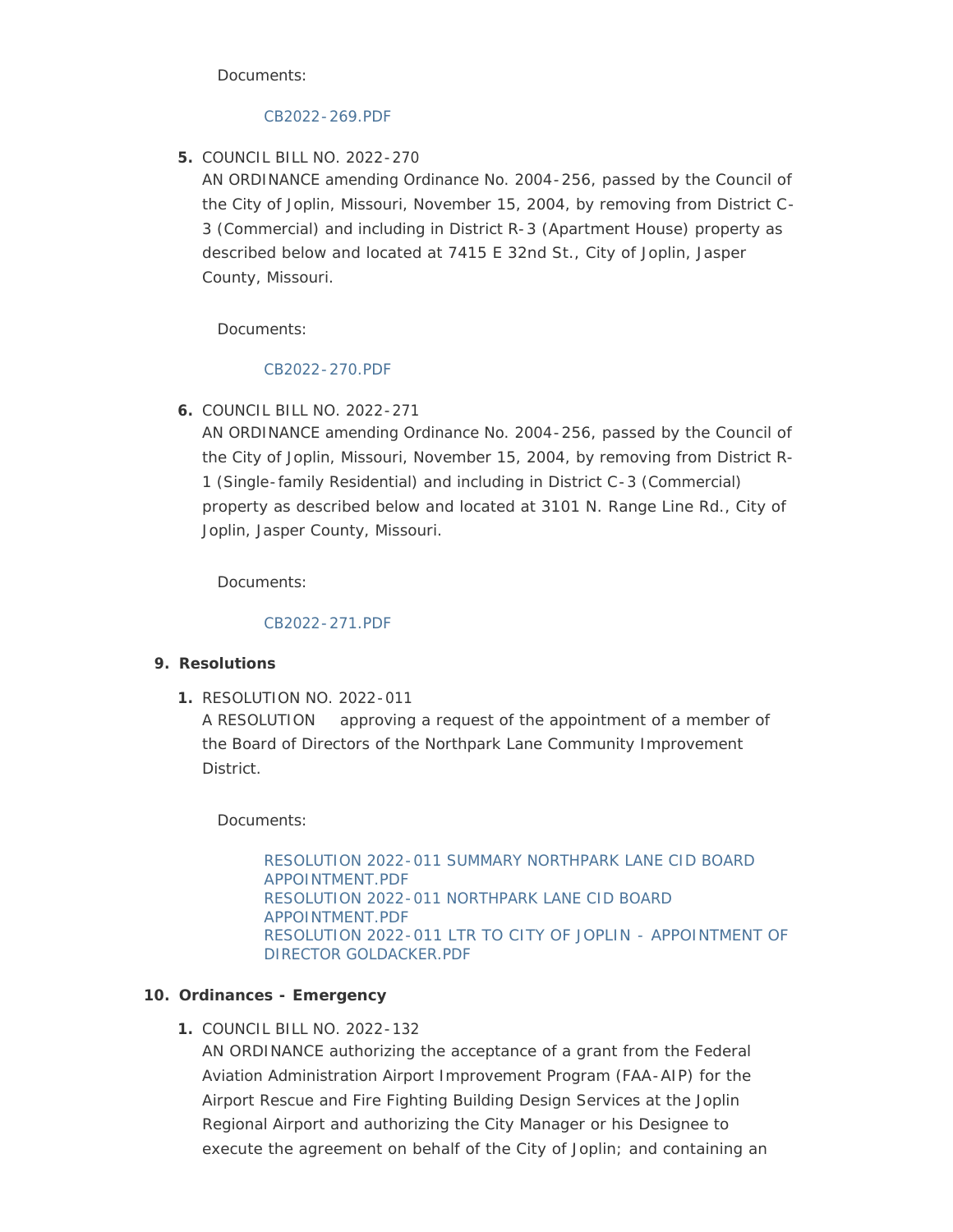Documents:

CB2022-269.PDF

5. COUNCIL BILL NO. 2022-270
   AN ORDINANCE amending Ordinance No. 2004-256, passed by the Council of the City of Joplin, Missouri, November 15, 2004, by removing from District C-3 (Commercial) and including in District R-3 (Apartment House) property as described below and located at 7415 E 32nd St., City of Joplin, Jasper County, Missouri.

   Documents:

   CB2022-270.PDF

6. COUNCIL BILL NO. 2022-271
   AN ORDINANCE amending Ordinance No. 2004-256, passed by the Council of the City of Joplin, Missouri, November 15, 2004, by removing from District R-1 (Single-family Residential) and including in District C-3 (Commercial) property as described below and located at 3101 N. Range Line Rd., City of Joplin, Jasper County, Missouri.

   Documents:

   CB2022-271.PDF

## 9. Resolutions

1. RESOLUTION NO. 2022-011
   A RESOLUTION approving a request of the appointment of a member of the Board of Directors of the Northpark Lane Community Improvement District.

   Documents:

   RESOLUTION 2022-011 SUMMARY NORTHPARK LANE CID BOARD APPOINTMENT.PDF
   RESOLUTION 2022-011 NORTHPARK LANE CID BOARD APPOINTMENT.PDF
   RESOLUTION 2022-011 LTR TO CITY OF JOPLIN - APPOINTMENT OF DIRECTOR GOLDACKER.PDF

## 10. Ordinances - Emergency

1. COUNCIL BILL NO. 2022-132
   AN ORDINANCE authorizing the acceptance of a grant from the Federal Aviation Administration Airport Improvement Program (FAA-AIP) for the Airport Rescue and Fire Fighting Building Design Services at the Joplin Regional Airport and authorizing the City Manager or his Designee to execute the agreement on behalf of the City of Joplin; and containing an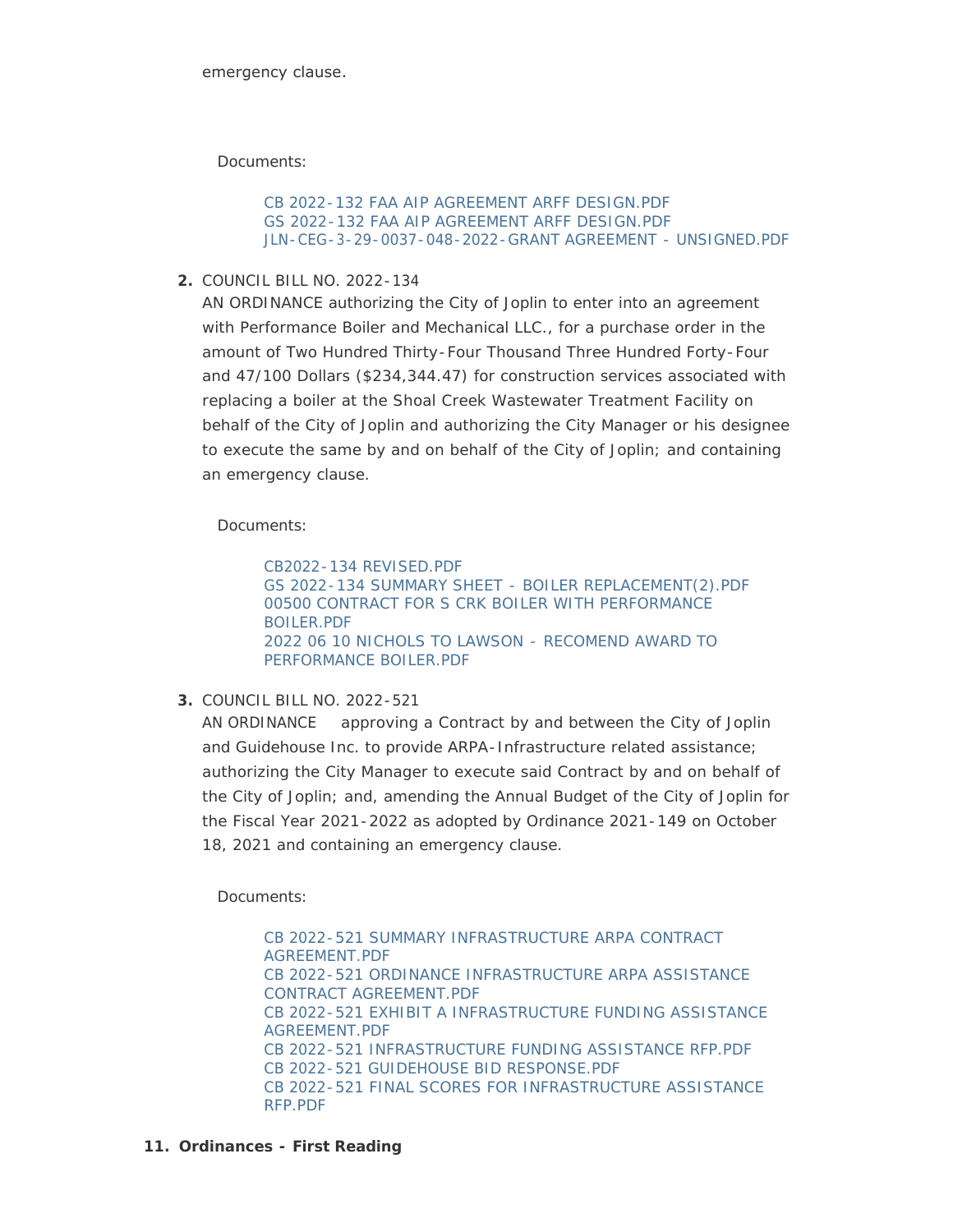emergency clause.

Documents:

- CB 2022-132 FAA AIP AGREEMENT ARFF DESIGN.PDF
- GS 2022-132 FAA AIP AGREEMENT ARFF DESIGN.PDF
- JLN-CEG-3-29-0037-048-2022-GRANT AGREEMENT - UNSIGNED.PDF

2. COUNCIL BILL NO. 2022-134
   AN ORDINANCE authorizing the City of Joplin to enter into an agreement with Performance Boiler and Mechanical LLC., for a purchase order in the amount of Two Hundred Thirty-Four Thousand Three Hundred Forty-Four and 47/100 Dollars ($234,344.47) for construction services associated with replacing a boiler at the Shoal Creek Wastewater Treatment Facility on behalf of the City of Joplin and authorizing the City Manager or his designee to execute the same by and on behalf of the City of Joplin; and containing an emergency clause.

   Documents:

   - CB2022-134 REVISED.PDF
   - GS 2022-134 SUMMARY SHEET - BOILER REPLACEMENT(2).PDF
   - 00500 CONTRACT FOR S CRK BOILER WITH PERFORMANCE BOILER.PDF
   - 2022 06 10 NICHOLS TO LAWSON - RECOMEND AWARD TO PERFORMANCE BOILER.PDF

3. COUNCIL BILL NO. 2022-521
   AN ORDINANCE approving a Contract by and between the City of Joplin and Guidehouse Inc. to provide ARPA-Infrastructure related assistance; authorizing the City Manager to execute said Contract by and on behalf of the City of Joplin; and, amending the Annual Budget of the City of Joplin for the Fiscal Year 2021-2022 as adopted by Ordinance 2021-149 on October 18, 2021 and containing an emergency clause.

   Documents:

   - CB 2022-521 SUMMARY INFRASTRUCTURE ARPA CONTRACT AGREEMENT.PDF
   - CB 2022-521 ORDINANCE INFRASTRUCTURE ARPA ASSISTANCE CONTRACT AGREEMENT.PDF
   - CB 2022-521 EXHIBIT A INFRASTRUCTURE FUNDING ASSISTANCE AGREEMENT.PDF
   - CB 2022-521 INFRASTRUCTURE FUNDING ASSISTANCE RFP.PDF
   - CB 2022-521 GUIDEHOUSE BID RESPONSE.PDF
   - CB 2022-521 FINAL SCORES FOR INFRASTRUCTURE ASSISTANCE RFP.PDF

**11. Ordinances - First Reading**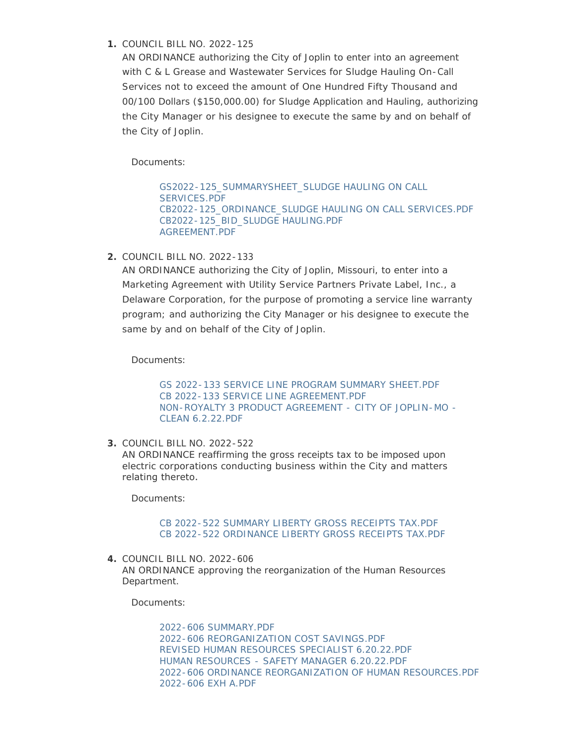1. COUNCIL BILL NO. 2022-125

   AN ORDINANCE authorizing the City of Joplin to enter into an agreement with C & L Grease and Wastewater Services for Sludge Hauling On-Call Services not to exceed the amount of One Hundred Fifty Thousand and 00/100 Dollars ($150,000.00) for Sludge Application and Hauling, authorizing the City Manager or his designee to execute the same by and on behalf of the City of Joplin.

   Documents:

   GS2022-125_SUMMARYSHEET_SLUDGE HAULING ON CALL SERVICES.PDF
   CB2022-125_ORDINANCE_SLUDGE HAULING ON CALL SERVICES.PDF
   CB2022-125_BID_SLUDGE HAULING.PDF
   AGREEMENT.PDF

2. COUNCIL BILL NO. 2022-133

   AN ORDINANCE authorizing the City of Joplin, Missouri, to enter into a Marketing Agreement with Utility Service Partners Private Label, Inc., a Delaware Corporation, for the purpose of promoting a service line warranty program; and authorizing the City Manager or his designee to execute the same by and on behalf of the City of Joplin.

   Documents:

   GS 2022-133 SERVICE LINE PROGRAM SUMMARY SHEET.PDF
   CB 2022-133 SERVICE LINE AGREEMENT.PDF
   NON-ROYALTY 3 PRODUCT AGREEMENT - CITY OF JOPLIN-MO - CLEAN 6.2.22.PDF

3. COUNCIL BILL NO. 2022-522

   AN ORDINANCE reaffirming the gross receipts tax to be imposed upon electric corporations conducting business within the City and matters relating thereto.

   Documents:

   CB 2022-522 SUMMARY LIBERTY GROSS RECEIPTS TAX.PDF
   CB 2022-522 ORDINANCE LIBERTY GROSS RECEIPTS TAX.PDF

4. COUNCIL BILL NO. 2022-606

   AN ORDINANCE approving the reorganization of the Human Resources Department.

   Documents:

   2022-606 SUMMARY.PDF
   2022-606 REORGANIZATION COST SAVINGS.PDF
   REVISED HUMAN RESOURCES SPECIALIST 6.20.22.PDF
   HUMAN RESOURCES - SAFETY MANAGER 6.20.22.PDF
   2022-606 ORDINANCE REORGANIZATION OF HUMAN RESOURCES.PDF
   2022-606 EXH A.PDF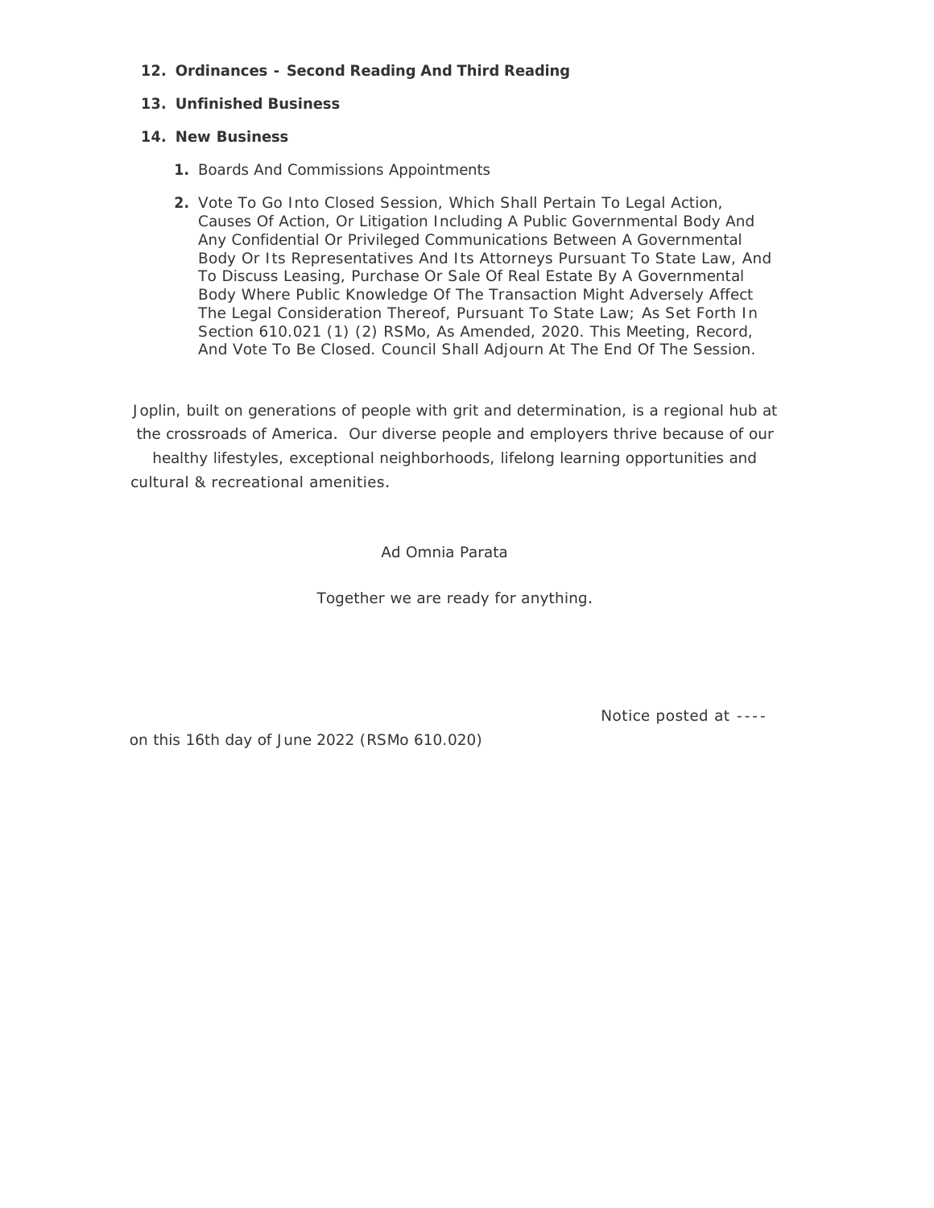12. **Ordinances - Second Reading And Third Reading**

13. **Unfinished Business**

14. **New Business**

    1. Boards And Commissions Appointments

    2. Vote To Go Into Closed Session, Which Shall Pertain To Legal Action, Causes Of Action, Or Litigation Including A Public Governmental Body And Any Confidential Or Privileged Communications Between A Governmental Body Or Its Representatives And Its Attorneys Pursuant To State Law, And To Discuss Leasing, Purchase Or Sale Of Real Estate By A Governmental Body Where Public Knowledge Of The Transaction Might Adversely Affect The Legal Consideration Thereof, Pursuant To State Law; As Set Forth In Section 610.021 (1) (2) RSMo, As Amended, 2020. This Meeting, Record, And Vote To Be Closed. Council Shall Adjourn At The End Of The Session.

Joplin, built on generations of people with grit and determination, is a regional hub at the crossroads of America. Our diverse people and employers thrive because of our healthy lifestyles, exceptional neighborhoods, lifelong learning opportunities and cultural & recreational amenities.

Ad Omnia Parata

Together we are ready for anything.

Notice posted at ----

on this 16th day of June 2022 (RSMo 610.020)